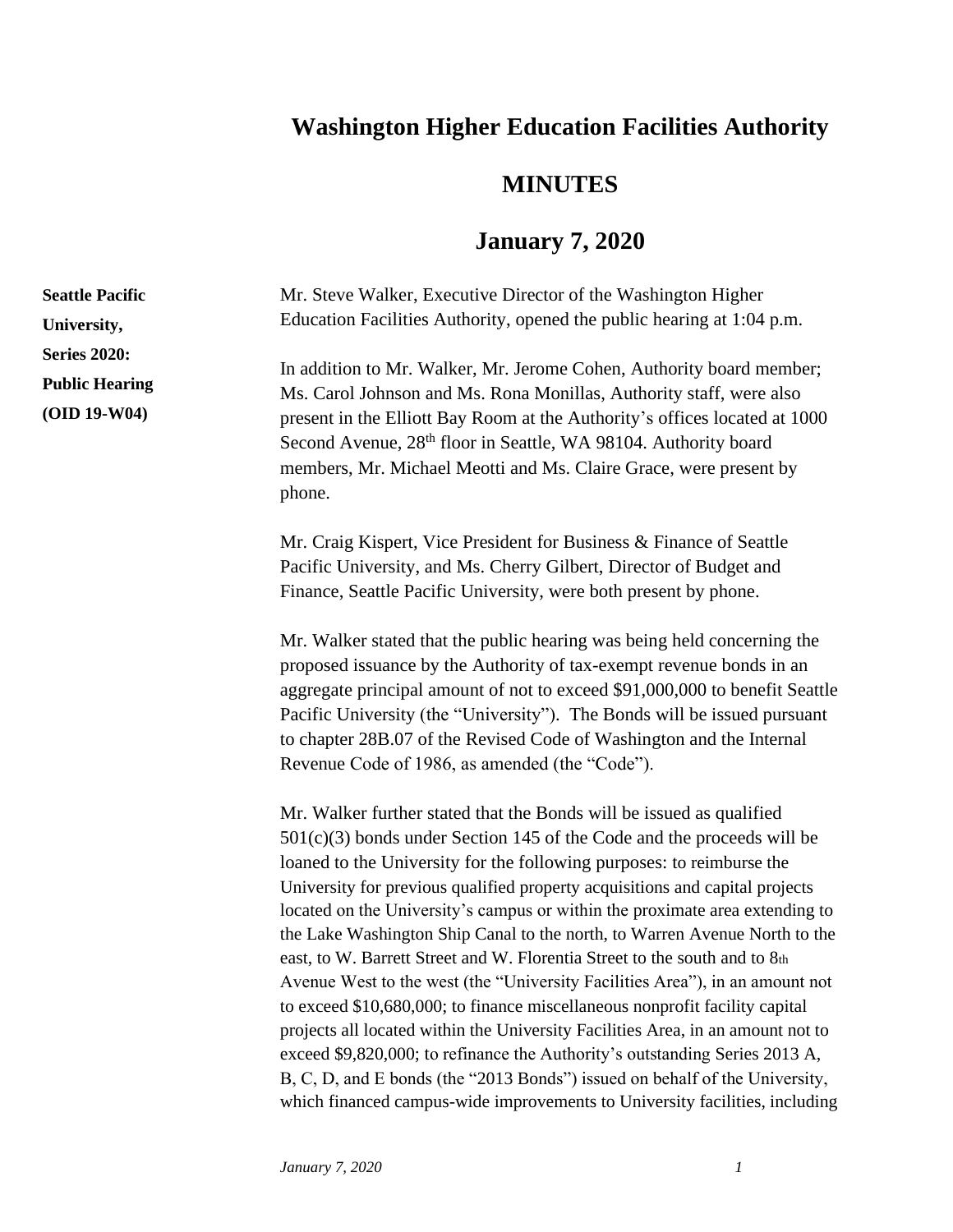# Washington Higher Education Facilities Authority

## MINUTES

## January 7, 2020

**Seattle Pacific University, Series 2020: Public Hearing (OID 19-W04)**

Mr. Steve Walker, Executive Director of the Washington Higher Education Facilities Authority, opened the public hearing at 1:04 p.m.

In addition to Mr. Walker, Mr. Jerome Cohen, Authority board member; Ms. Carol Johnson and Ms. Rona Monillas, Authority staff, were also present in the Elliott Bay Room at the Authority's offices located at 1000 Second Avenue, 28th floor in Seattle, WA 98104. Authority board members, Mr. Michael Meotti and Ms. Claire Grace, were present by phone.

Mr. Craig Kispert, Vice President for Business & Finance of Seattle Pacific University, and Ms. Cherry Gilbert, Director of Budget and Finance, Seattle Pacific University, were both present by phone.

Mr. Walker stated that the public hearing was being held concerning the proposed issuance by the Authority of tax-exempt revenue bonds in an aggregate principal amount of not to exceed $91,000,000 to benefit Seattle Pacific University (the "University"). The Bonds will be issued pursuant to chapter 28B.07 of the Revised Code of Washington and the Internal Revenue Code of 1986, as amended (the "Code").

Mr. Walker further stated that the Bonds will be issued as qualified 501(c)(3) bonds under Section 145 of the Code and the proceeds will be loaned to the University for the following purposes: to reimburse the University for previous qualified property acquisitions and capital projects located on the University's campus or within the proximate area extending to the Lake Washington Ship Canal to the north, to Warren Avenue North to the east, to W. Barrett Street and W. Florentia Street to the south and to 8th Avenue West to the west (the "University Facilities Area"), in an amount not to exceed $10,680,000; to finance miscellaneous nonprofit facility capital projects all located within the University Facilities Area, in an amount not to exceed $9,820,000; to refinance the Authority's outstanding Series 2013 A, B, C, D, and E bonds (the "2013 Bonds") issued on behalf of the University, which financed campus-wide improvements to University facilities, including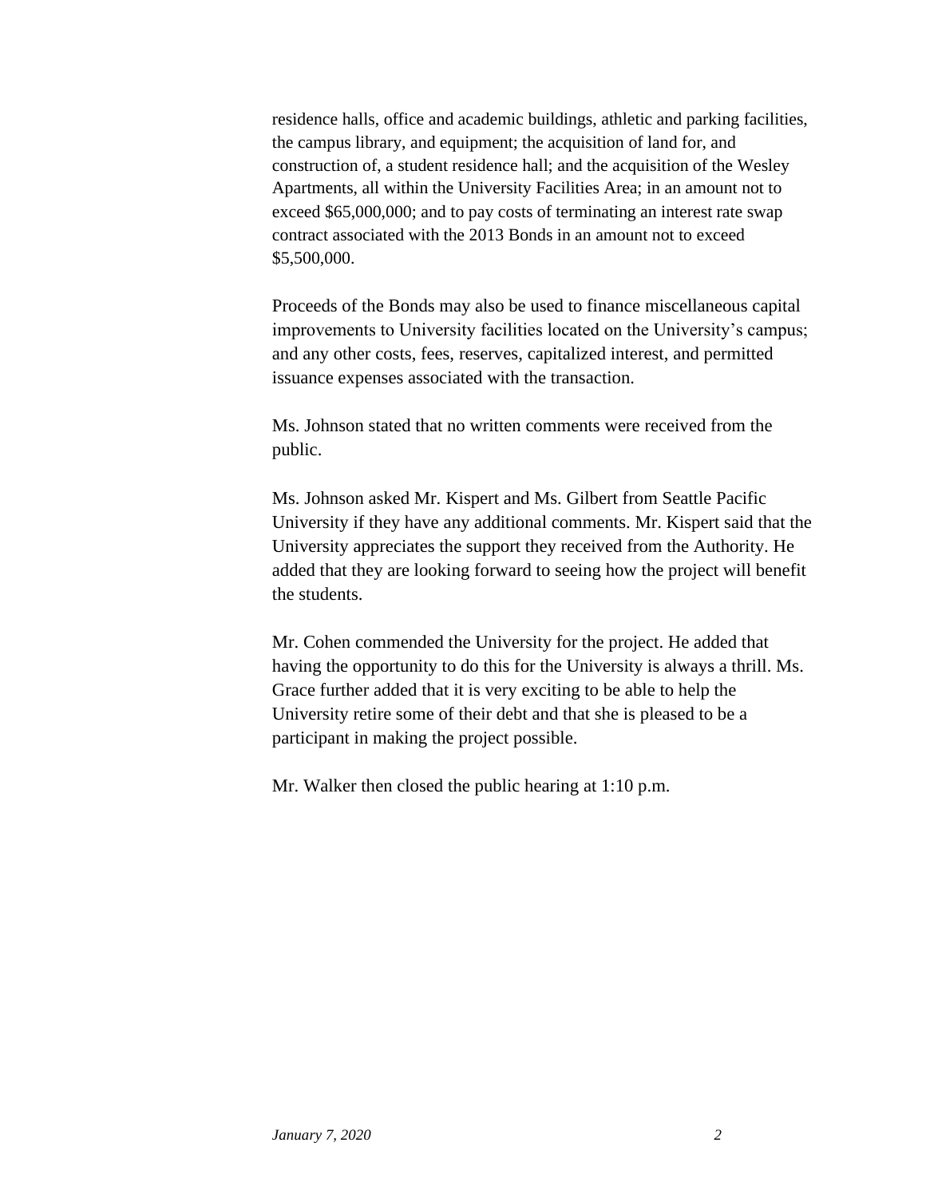residence halls, office and academic buildings, athletic and parking facilities, the campus library, and equipment; the acquisition of land for, and construction of, a student residence hall; and the acquisition of the Wesley Apartments, all within the University Facilities Area; in an amount not to exceed $65,000,000; and to pay costs of terminating an interest rate swap contract associated with the 2013 Bonds in an amount not to exceed $5,500,000.

Proceeds of the Bonds may also be used to finance miscellaneous capital improvements to University facilities located on the University's campus; and any other costs, fees, reserves, capitalized interest, and permitted issuance expenses associated with the transaction.

Ms. Johnson stated that no written comments were received from the public.

Ms. Johnson asked Mr. Kispert and Ms. Gilbert from Seattle Pacific University if they have any additional comments. Mr. Kispert said that the University appreciates the support they received from the Authority. He added that they are looking forward to seeing how the project will benefit the students.

Mr. Cohen commended the University for the project. He added that having the opportunity to do this for the University is always a thrill. Ms. Grace further added that it is very exciting to be able to help the University retire some of their debt and that she is pleased to be a participant in making the project possible.

Mr. Walker then closed the public hearing at 1:10 p.m.